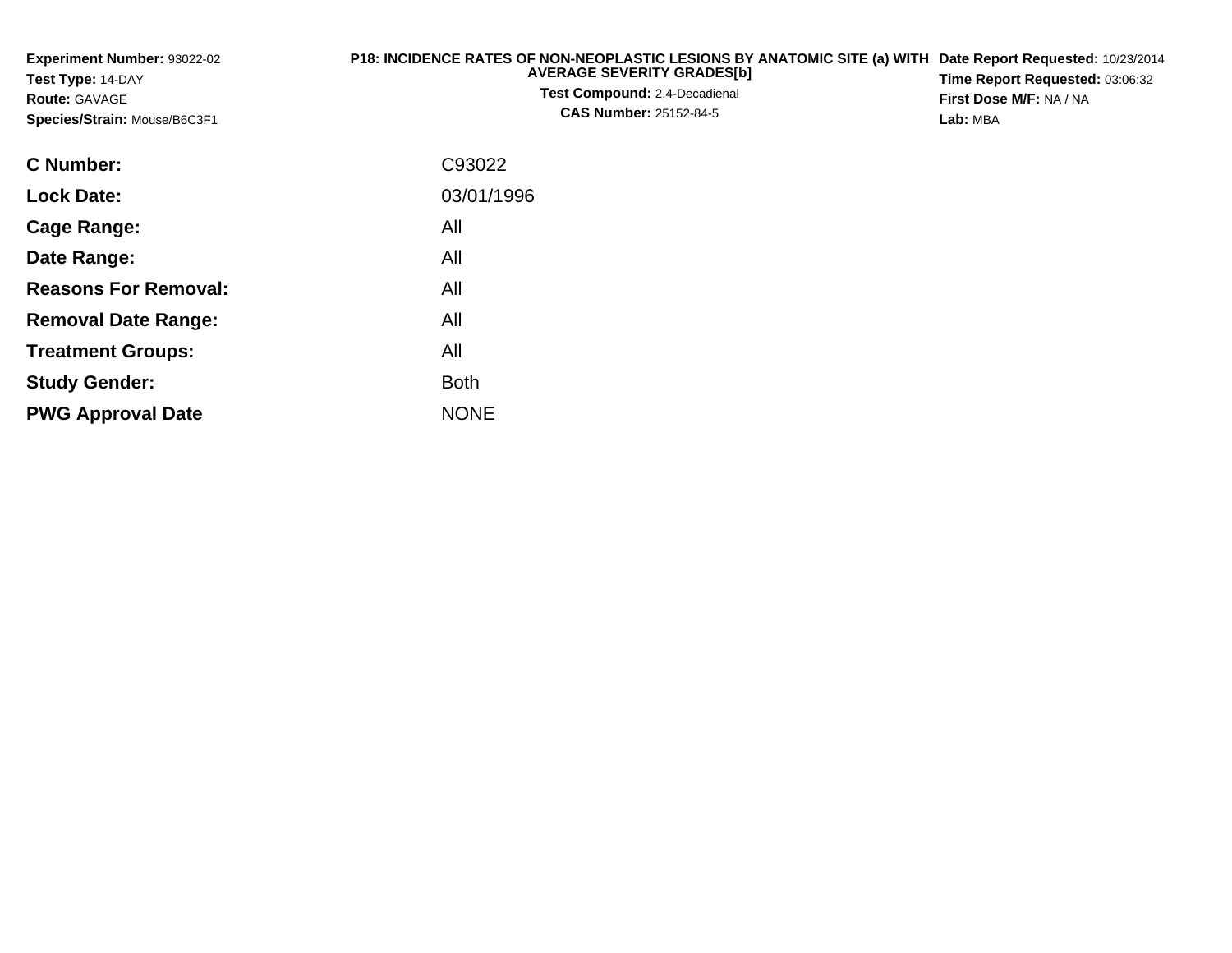**Experiment Number:** 93022-02
**Test Type:** 14-DAY
**Route:** GAVAGE
**Species/Strain:** Mouse/B6C3F1

**P18: INCIDENCE RATES OF NON-NEOPLASTIC LESIONS BY ANATOMIC SITE (a) WITH AVERAGE SEVERITY GRADES[b]**
**Test Compound:** 2,4-Decadienal
**CAS Number:** 25152-84-5

**Date Report Requested:** 10/23/2014
**Time Report Requested:** 03:06:32
**First Dose M/F:** NA / NA
**Lab:** MBA

| | |
|---|---|
| **C Number:** | C93022 |
| **Lock Date:** | 03/01/1996 |
| **Cage Range:** | All |
| **Date Range:** | All |
| **Reasons For Removal:** | All |
| **Removal Date Range:** | All |
| **Treatment Groups:** | All |
| **Study Gender:** | Both |
| **PWG Approval Date** | NONE |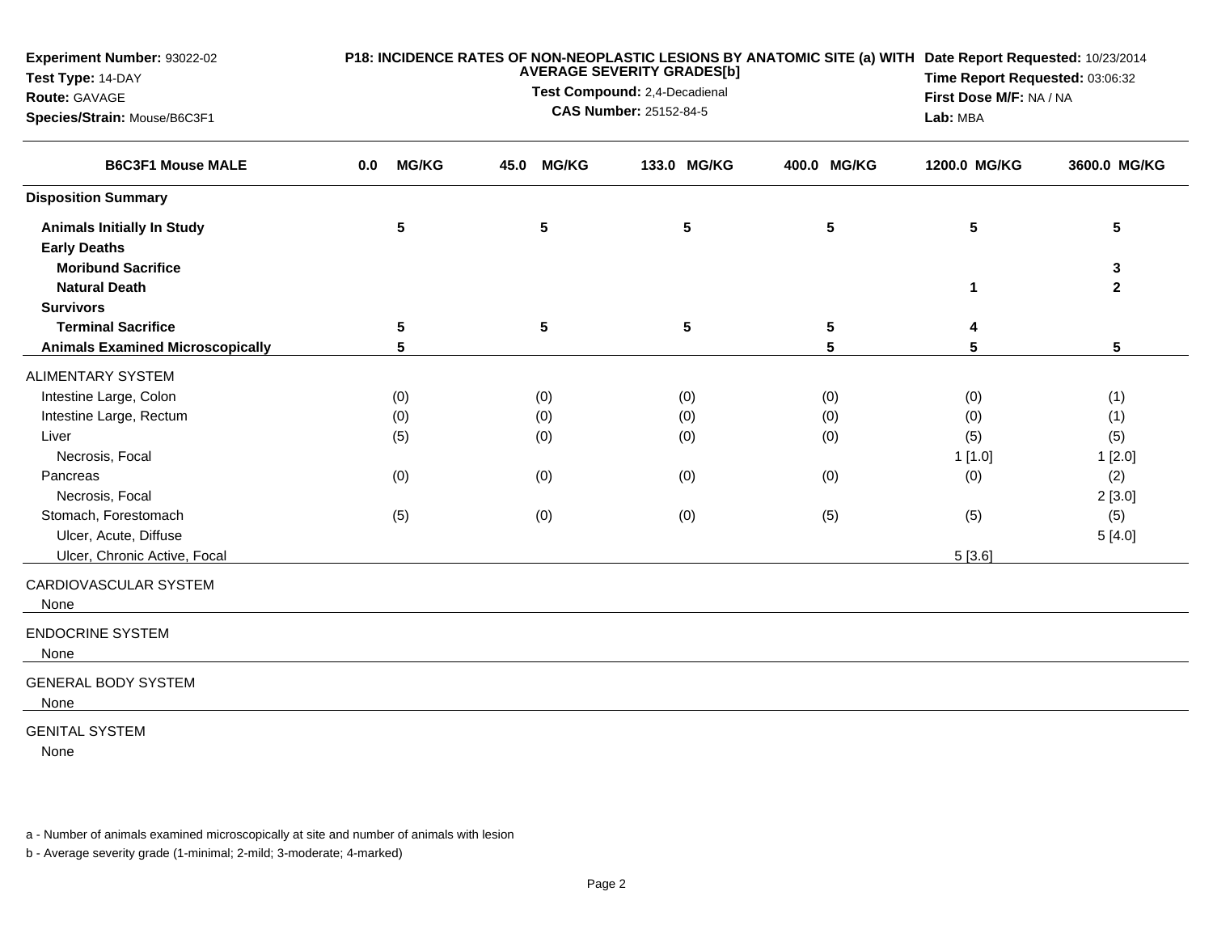**Experiment Number:** 93022-02
**Test Type:** 14-DAY
**Route:** GAVAGE
**Species/Strain:** Mouse/B6C3F1

**P18: INCIDENCE RATES OF NON-NEOPLASTIC LESIONS BY ANATOMIC SITE (a) WITH AVERAGE SEVERITY GRADES[b]**
**Test Compound:** 2,4-Decadienal
**CAS Number:** 25152-84-5

**Date Report Requested:** 10/23/2014
**Time Report Requested:** 03:06:32
**First Dose M/F:** NA / NA
**Lab:** MBA

| B6C3F1 Mouse MALE | 0.0 MG/KG | 45.0 MG/KG | 133.0 MG/KG | 400.0 MG/KG | 1200.0 MG/KG | 3600.0 MG/KG |
|---|---|---|---|---|---|---|
| **Disposition Summary** | | | | | | |
| **Animals Initially In Study** | 5 | 5 | 5 | 5 | 5 | 5 |
| **Early Deaths** | | | | | | |
| **Moribund Sacrifice** | | | | | | 3 |
| **Natural Death** | | | | | 1 | 2 |
| **Survivors** | | | | | | |
| **Terminal Sacrifice** | 5 | 5 | 5 | 5 | 4 | |
| **Animals Examined Microscopically** | 5 | | | 5 | 5 | 5 |
| ALIMENTARY SYSTEM | | | | | | |
| Intestine Large, Colon | (0) | (0) | (0) | (0) | (0) | (1) |
| Intestine Large, Rectum | (0) | (0) | (0) | (0) | (0) | (1) |
| Liver | (5) | (0) | (0) | (0) | (5) | (5) |
| Necrosis, Focal | | | | | 1 [1.0] | 1 [2.0] |
| Pancreas | (0) | (0) | (0) | (0) | (0) | (2) |
| Necrosis, Focal | | | | | | 2 [3.0] |
| Stomach, Forestomach | (5) | (0) | (0) | (5) | (5) | (5) |
| Ulcer, Acute, Diffuse | | | | | | 5 [4.0] |
| Ulcer, Chronic Active, Focal | | | | | 5 [3.6] | |
| CARDIOVASCULAR SYSTEM | | | | | | |
| None | | | | | | |
| ENDOCRINE SYSTEM | | | | | | |
| None | | | | | | |
| GENERAL BODY SYSTEM | | | | | | |
| None | | | | | | |
| GENITAL SYSTEM | | | | | | |
| None | | | | | | |

a - Number of animals examined microscopically at site and number of animals with lesion

b - Average severity grade (1-minimal; 2-mild; 3-moderate; 4-marked)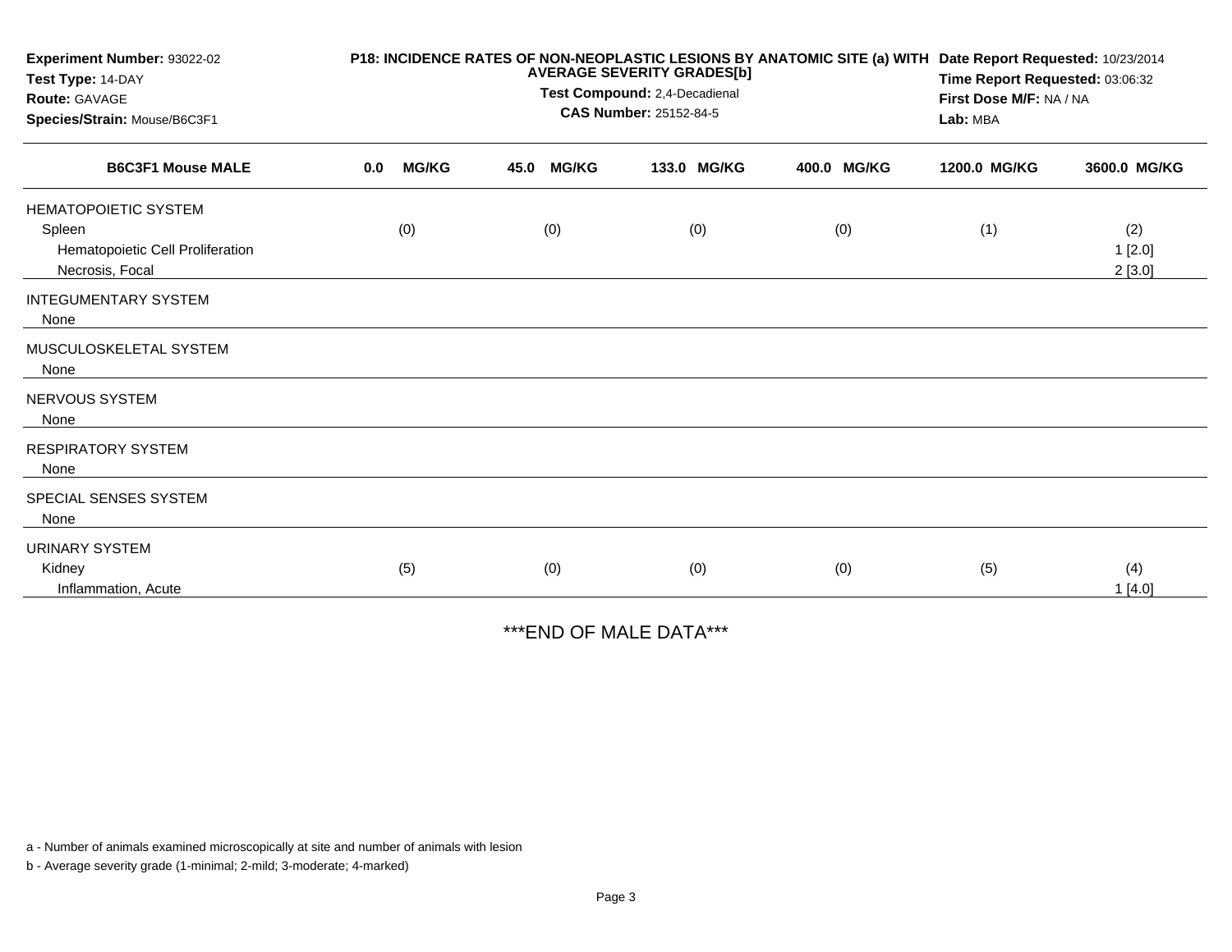**Experiment Number:** 93022-02
**Test Type:** 14-DAY
**Route:** GAVAGE
**Species/Strain:** Mouse/B6C3F1

**P18: INCIDENCE RATES OF NON-NEOPLASTIC LESIONS BY ANATOMIC SITE (a) WITH AVERAGE SEVERITY GRADES[b]**
**Test Compound:** 2,4-Decadienal
**CAS Number:** 25152-84-5

**Date Report Requested:** 10/23/2014
**Time Report Requested:** 03:06:32
**First Dose M/F:** NA / NA
**Lab:** MBA

| B6C3F1 Mouse MALE | 0.0 MG/KG | 45.0 MG/KG | 133.0 MG/KG | 400.0 MG/KG | 1200.0 MG/KG | 3600.0 MG/KG |
|---|---|---|---|---|---|---|
| HEMATOPOIETIC SYSTEM | | | | | | |
| Spleen | (0) | (0) | (0) | (0) | (1) | (2) |
| Hematopoietic Cell Proliferation | | | | | | 1 [2.0] |
| Necrosis, Focal | | | | | | 2 [3.0] |
| INTEGUMENTARY SYSTEM | | | | | | |
| None | | | | | | |
| MUSCULOSKELETAL SYSTEM | | | | | | |
| None | | | | | | |
| NERVOUS SYSTEM | | | | | | |
| None | | | | | | |
| RESPIRATORY SYSTEM | | | | | | |
| None | | | | | | |
| SPECIAL SENSES SYSTEM | | | | | | |
| None | | | | | | |
| URINARY SYSTEM | | | | | | |
| Kidney | (5) | (0) | (0) | (0) | (5) | (4) |
| Inflammation, Acute | | | | | | 1 [4.0] |

***END OF MALE DATA***

a - Number of animals examined microscopically at site and number of animals with lesion

b - Average severity grade (1-minimal; 2-mild; 3-moderate; 4-marked)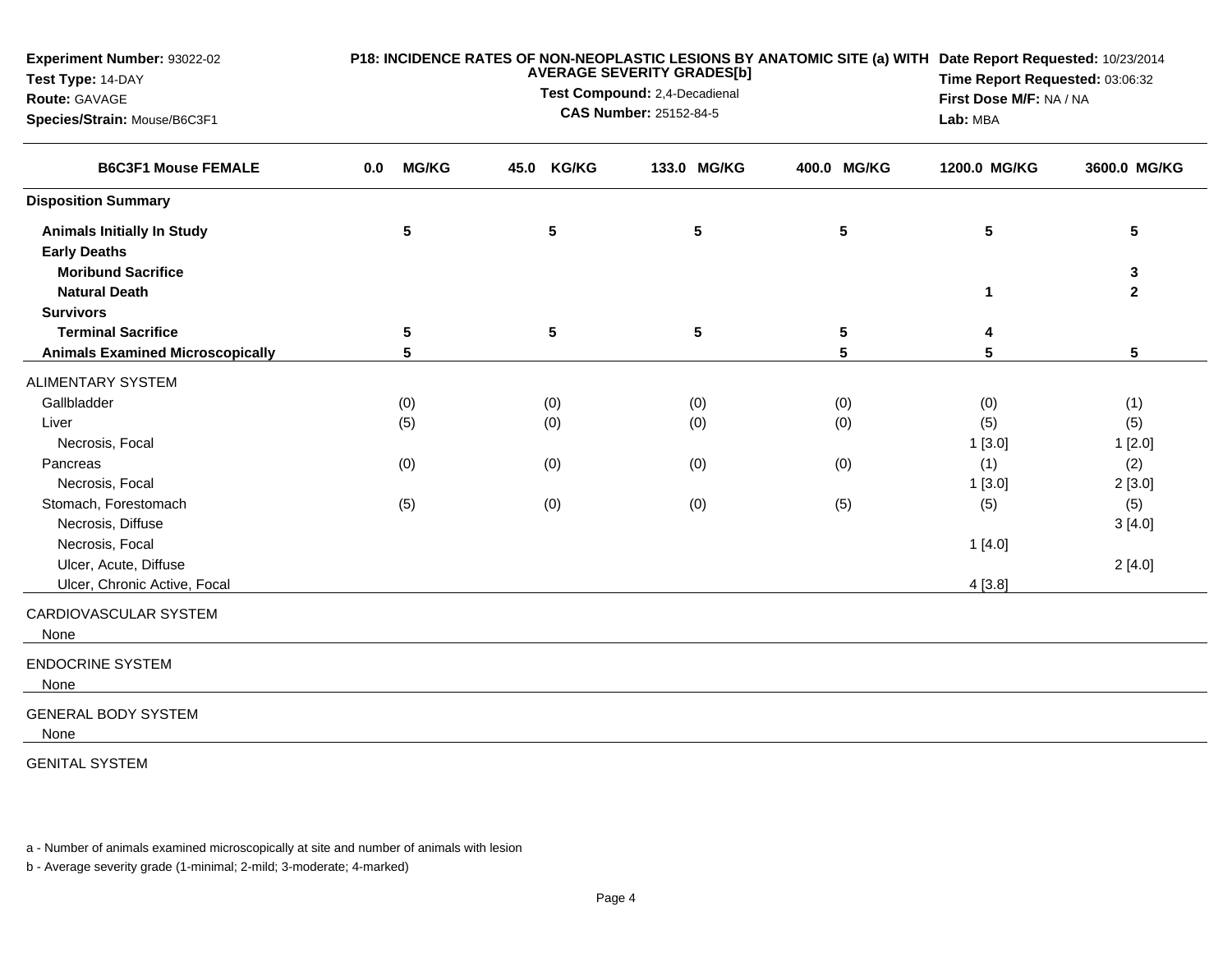**Experiment Number:** 93022-02
**Test Type:** 14-DAY
**Route:** GAVAGE
**Species/Strain:** Mouse/B6C3F1

**P18: INCIDENCE RATES OF NON-NEOPLASTIC LESIONS BY ANATOMIC SITE (a) WITH AVERAGE SEVERITY GRADES[b]**
**Test Compound:** 2,4-Decadienal
**CAS Number:** 25152-84-5

**Date Report Requested:** 10/23/2014
**Time Report Requested:** 03:06:32
**First Dose M/F:** NA / NA
**Lab:** MBA

| B6C3F1 Mouse FEMALE | 0.0 MG/KG | 45.0 KG/KG | 133.0 MG/KG | 400.0 MG/KG | 1200.0 MG/KG | 3600.0 MG/KG |
|---|---|---|---|---|---|---|
| **Disposition Summary** | | | | | | |
| **Animals Initially In Study** | 5 | 5 | 5 | 5 | 5 | 5 |
| **Early Deaths** | | | | | | |
| **Moribund Sacrifice** | | | | | | 3 |
| **Natural Death** | | | | | 1 | 2 |
| **Survivors** | | | | | | |
| **Terminal Sacrifice** | 5 | 5 | 5 | 5 | 4 | |
| **Animals Examined Microscopically** | 5 | | | 5 | 5 | 5 |
| ALIMENTARY SYSTEM | | | | | | |
| Gallbladder | (0) | (0) | (0) | (0) | (0) | (1) |
| Liver | (5) | (0) | (0) | (0) | (5) | (5) |
| Necrosis, Focal | | | | | 1 [3.0] | 1 [2.0] |
| Pancreas | (0) | (0) | (0) | (0) | (1) | (2) |
| Necrosis, Focal | | | | | 1 [3.0] | 2 [3.0] |
| Stomach, Forestomach | (5) | (0) | (0) | (5) | (5) | (5) |
| Necrosis, Diffuse | | | | | | 3 [4.0] |
| Necrosis, Focal | | | | | 1 [4.0] | |
| Ulcer, Acute, Diffuse | | | | | | 2 [4.0] |
| Ulcer, Chronic Active, Focal | | | | | 4 [3.8] | |
| CARDIOVASCULAR SYSTEM | | | | | | |
| None | | | | | | |
| ENDOCRINE SYSTEM | | | | | | |
| None | | | | | | |
| GENERAL BODY SYSTEM | | | | | | |
| None | | | | | | |
| GENITAL SYSTEM | | | | | | |

a - Number of animals examined microscopically at site and number of animals with lesion

b - Average severity grade (1-minimal; 2-mild; 3-moderate; 4-marked)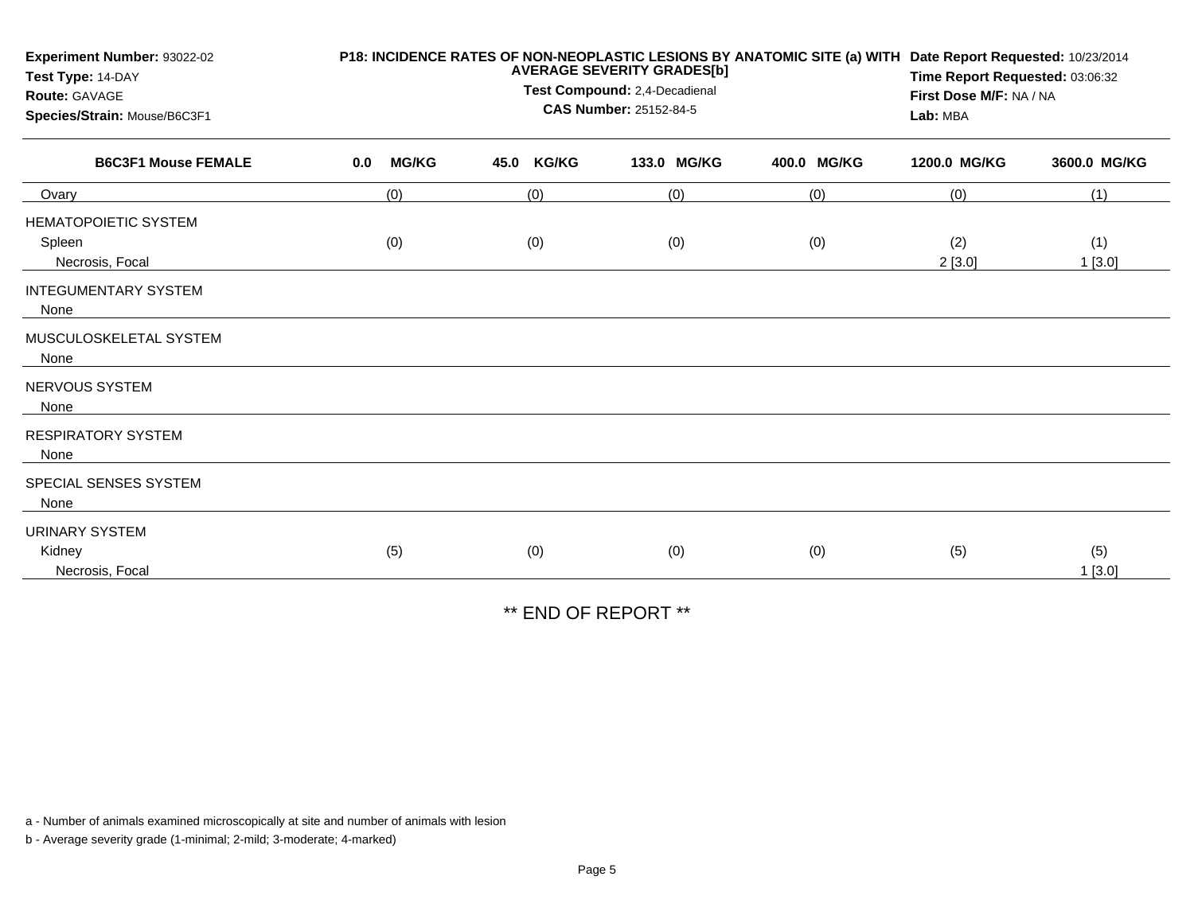**Experiment Number:** 93022-02
**Test Type:** 14-DAY
**Route:** GAVAGE
**Species/Strain:** Mouse/B6C3F1

**P18: INCIDENCE RATES OF NON-NEOPLASTIC LESIONS BY ANATOMIC SITE (a) WITH AVERAGE SEVERITY GRADES[b]**
**Test Compound:** 2,4-Decadienal
**CAS Number:** 25152-84-5

**Date Report Requested:** 10/23/2014
**Time Report Requested:** 03:06:32
**First Dose M/F:** NA / NA
**Lab:** MBA

| B6C3F1 Mouse FEMALE | 0.0 MG/KG | 45.0 KG/KG | 133.0 MG/KG | 400.0 MG/KG | 1200.0 MG/KG | 3600.0 MG/KG |
|---|---|---|---|---|---|---|
| Ovary | (0) | (0) | (0) | (0) | (0) | (1) |
| HEMATOPOIETIC SYSTEM | | | | | | |
| Spleen | (0) | (0) | (0) | (0) | (2) | (1) |
| Necrosis, Focal | | | | | 2 [3.0] | 1 [3.0] |
| INTEGUMENTARY SYSTEM | | | | | | |
| None | | | | | | |
| MUSCULOSKELETAL SYSTEM | | | | | | |
| None | | | | | | |
| NERVOUS SYSTEM | | | | | | |
| None | | | | | | |
| RESPIRATORY SYSTEM | | | | | | |
| None | | | | | | |
| SPECIAL SENSES SYSTEM | | | | | | |
| None | | | | | | |
| URINARY SYSTEM | | | | | | |
| Kidney | (5) | (0) | (0) | (0) | (5) | (5) |
| Necrosis, Focal | | | | | | 1 [3.0] |

** END OF REPORT **

a - Number of animals examined microscopically at site and number of animals with lesion

b - Average severity grade (1-minimal; 2-mild; 3-moderate; 4-marked)